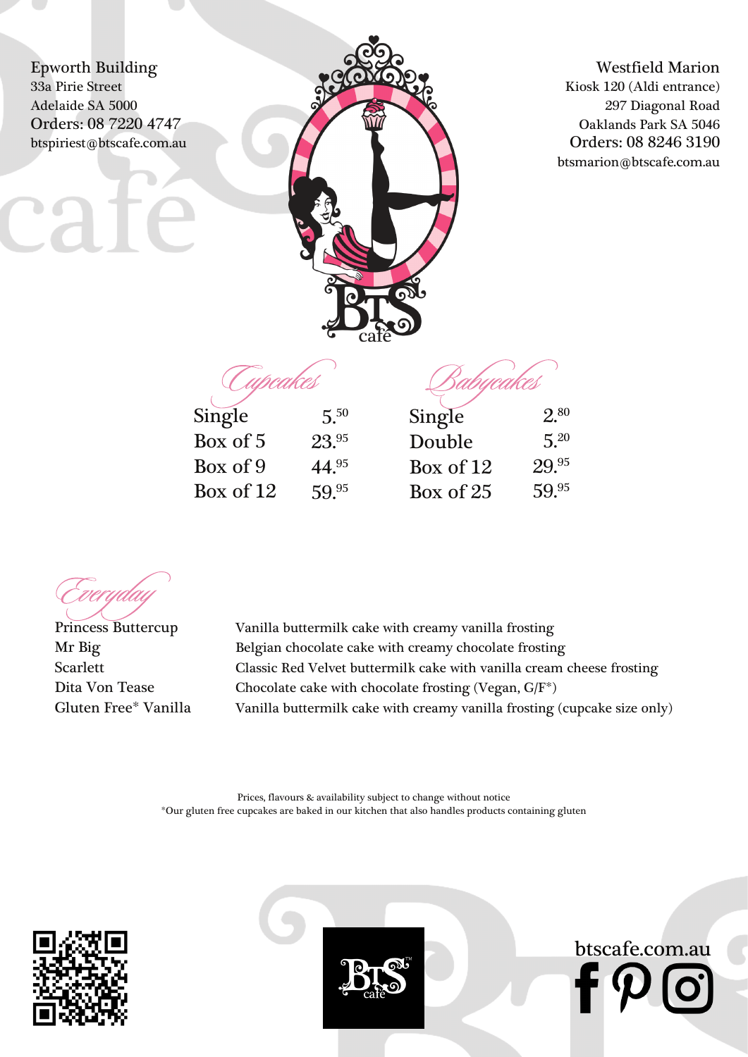**Epworth Building**
33a Pirie Street
Adelaide SA 5000
Orders: 08 7220 4747
btspiriest@btscafe.com.au

**Westfield Marion**
Kiosk 120 (Aldi entrance)
297 Diagonal Road
Oaklands Park SA 5046
Orders: 08 8246 3190
btsmarion@btscafe.com.au

BTS café

## Cupcakes

| | |
|---|---|
| Single | 5.50 |
| Box of 5 | 23.95 |
| Box of 9 | 44.95 |
| Box of 12 | 59.95 |

## Babycakes

| | |
|---|---|
| Single | 2.80 |
| Double | 5.20 |
| Box of 12 | 29.95 |
| Box of 25 | 59.95 |

## Everyday

| | |
|---|---|
| Princess Buttercup | Vanilla buttermilk cake with creamy vanilla frosting |
| Mr Big | Belgian chocolate cake with creamy chocolate frosting |
| Scarlett | Classic Red Velvet buttermilk cake with vanilla cream cheese frosting |
| Dita Von Tease | Chocolate cake with chocolate frosting (Vegan, G/F*) |
| Gluten Free* Vanilla | Vanilla buttermilk cake with creamy vanilla frosting (cupcake size only) |

Prices, flavours & availability subject to change without notice
*Our gluten free cupcakes are baked in our kitchen that also handles products containing gluten

BTS café

btscafe.com.au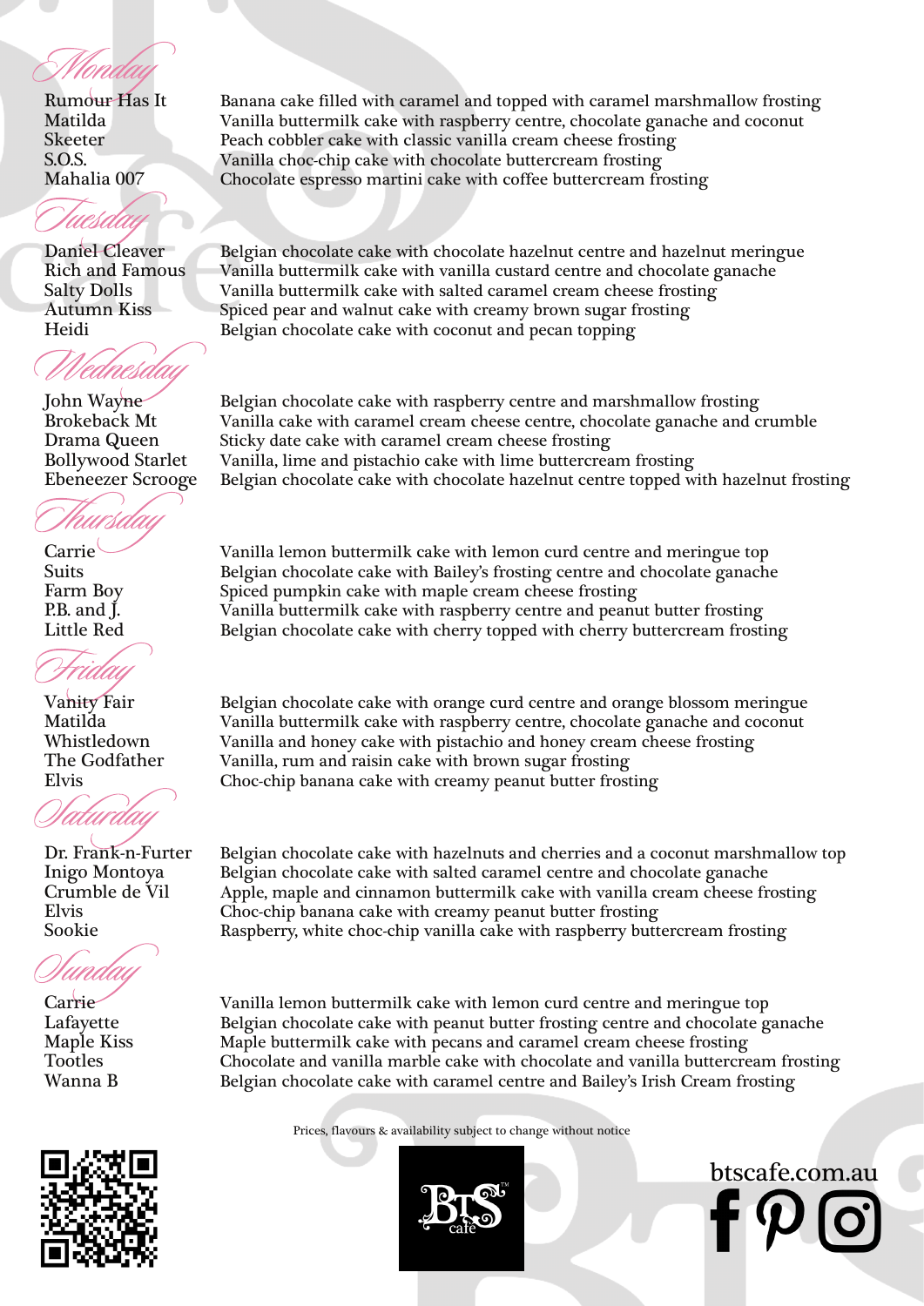## Monday

| | |
|---|---|
| Rumour Has It | Banana cake filled with caramel and topped with caramel marshmallow frosting |
| Matilda | Vanilla buttermilk cake with raspberry centre, chocolate ganache and coconut |
| Skeeter | Peach cobbler cake with classic vanilla cream cheese frosting |
| S.O.S. | Vanilla choc-chip cake with chocolate buttercream frosting |
| Mahalia 007 | Chocolate espresso martini cake with coffee buttercream frosting |

## Tuesday

| | |
|---|---|
| Daniel Cleaver | Belgian chocolate cake with chocolate hazelnut centre and hazelnut meringue |
| Rich and Famous | Vanilla buttermilk cake with vanilla custard centre and chocolate ganache |
| Salty Dolls | Vanilla buttermilk cake with salted caramel cream cheese frosting |
| Autumn Kiss | Spiced pear and walnut cake with creamy brown sugar frosting |
| Heidi | Belgian chocolate cake with coconut and pecan topping |

## Wednesday

| | |
|---|---|
| John Wayne | Belgian chocolate cake with raspberry centre and marshmallow frosting |
| Brokeback Mt | Vanilla cake with caramel cream cheese centre, chocolate ganache and crumble |
| Drama Queen | Sticky date cake with caramel cream cheese frosting |
| Bollywood Starlet | Vanilla, lime and pistachio cake with lime buttercream frosting |
| Ebeneezer Scrooge | Belgian chocolate cake with chocolate hazelnut centre topped with hazelnut frosting |

## Thursday

| | |
|---|---|
| Carrie | Vanilla lemon buttermilk cake with lemon curd centre and meringue top |
| Suits | Belgian chocolate cake with Bailey's frosting centre and chocolate ganache |
| Farm Boy | Spiced pumpkin cake with maple cream cheese frosting |
| P.B. and J. | Vanilla buttermilk cake with raspberry centre and peanut butter frosting |
| Little Red | Belgian chocolate cake with cherry topped with cherry buttercream frosting |

## Friday

| | |
|---|---|
| Vanity Fair | Belgian chocolate cake with orange curd centre and orange blossom meringue |
| Matilda | Vanilla buttermilk cake with raspberry centre, chocolate ganache and coconut |
| Whistledown | Vanilla and honey cake with pistachio and honey cream cheese frosting |
| The Godfather | Vanilla, rum and raisin cake with brown sugar frosting |
| Elvis | Choc-chip banana cake with creamy peanut butter frosting |

## Saturday

| | |
|---|---|
| Dr. Frank-n-Furter | Belgian chocolate cake with hazelnuts and cherries and a coconut marshmallow top |
| Inigo Montoya | Belgian chocolate cake with salted caramel centre and chocolate ganache |
| Crumble de Vil | Apple, maple and cinnamon buttermilk cake with vanilla cream cheese frosting |
| Elvis | Choc-chip banana cake with creamy peanut butter frosting |
| Sookie | Raspberry, white choc-chip vanilla cake with raspberry buttercream frosting |

## Sunday

| | |
|---|---|
| Carrie | Vanilla lemon buttermilk cake with lemon curd centre and meringue top |
| Lafayette | Belgian chocolate cake with peanut butter frosting centre and chocolate ganache |
| Maple Kiss | Maple buttermilk cake with pecans and caramel cream cheese frosting |
| Tootles | Chocolate and vanilla marble cake with chocolate and vanilla buttercream frosting |
| Wanna B | Belgian chocolate cake with caramel centre and Bailey's Irish Cream frosting |

Prices, flavours & availability subject to change without notice

BTS cafe

btscafe.com.au